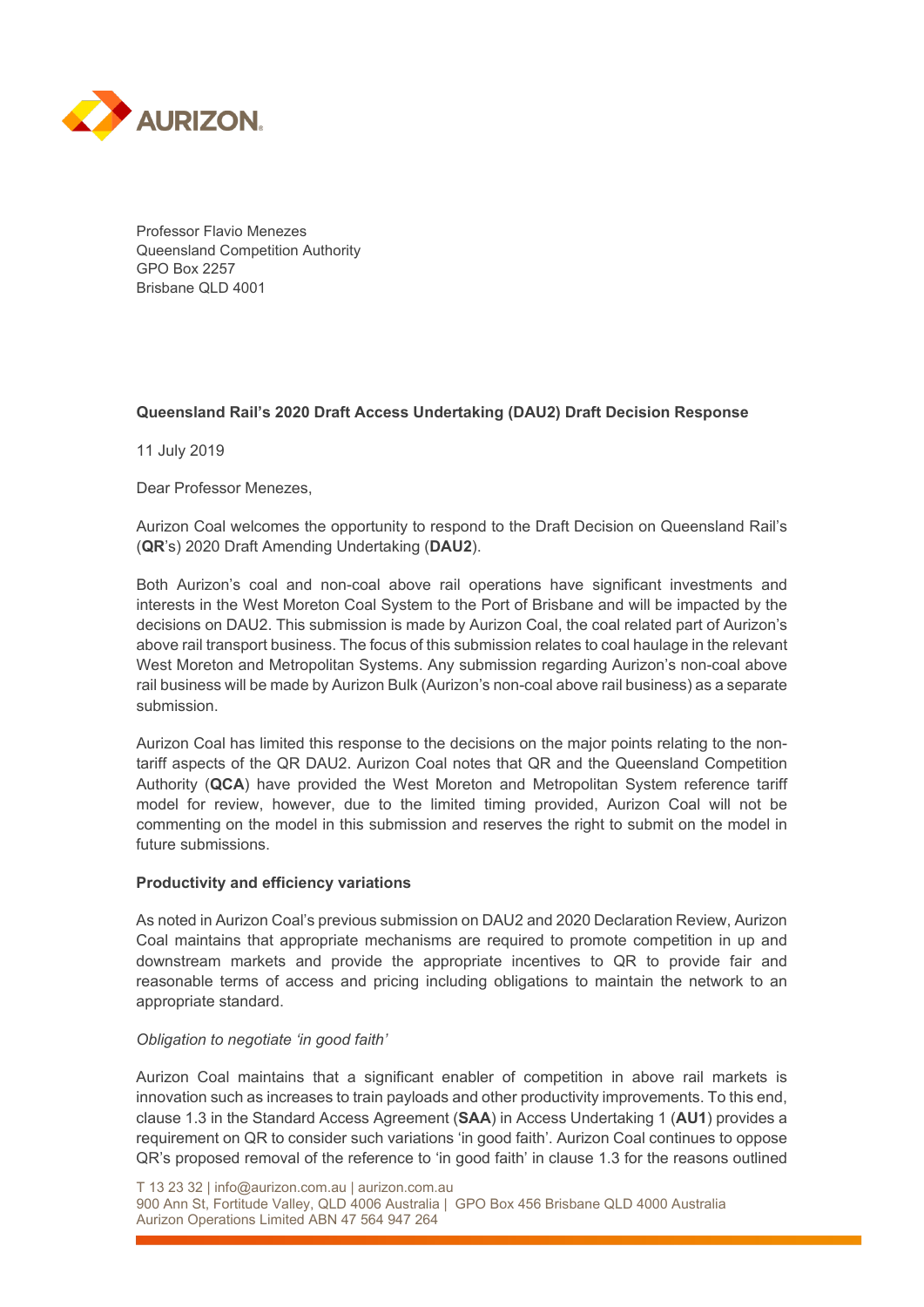Professor Flavio Menezes
Queensland Competition Authority
GPO Box 2257
Brisbane QLD 4001

**Queensland Rail's 2020 Draft Access Undertaking (DAU2) Draft Decision Response**

11 July 2019

Dear Professor Menezes,

Aurizon Coal welcomes the opportunity to respond to the Draft Decision on Queensland Rail's (**QR**'s) 2020 Draft Amending Undertaking (**DAU2**).

Both Aurizon's coal and non-coal above rail operations have significant investments and interests in the West Moreton Coal System to the Port of Brisbane and will be impacted by the decisions on DAU2. This submission is made by Aurizon Coal, the coal related part of Aurizon's above rail transport business. The focus of this submission relates to coal haulage in the relevant West Moreton and Metropolitan Systems. Any submission regarding Aurizon's non-coal above rail business will be made by Aurizon Bulk (Aurizon's non-coal above rail business) as a separate submission.

Aurizon Coal has limited this response to the decisions on the major points relating to the non-tariff aspects of the QR DAU2. Aurizon Coal notes that QR and the Queensland Competition Authority (**QCA**) have provided the West Moreton and Metropolitan System reference tariff model for review, however, due to the limited timing provided, Aurizon Coal will not be commenting on the model in this submission and reserves the right to submit on the model in future submissions.

**Productivity and efficiency variations**

As noted in Aurizon Coal's previous submission on DAU2 and 2020 Declaration Review, Aurizon Coal maintains that appropriate mechanisms are required to promote competition in up and downstream markets and provide the appropriate incentives to QR to provide fair and reasonable terms of access and pricing including obligations to maintain the network to an appropriate standard.

*Obligation to negotiate 'in good faith'*

Aurizon Coal maintains that a significant enabler of competition in above rail markets is innovation such as increases to train payloads and other productivity improvements. To this end, clause 1.3 in the Standard Access Agreement (**SAA**) in Access Undertaking 1 (**AU1**) provides a requirement on QR to consider such variations 'in good faith'. Aurizon Coal continues to oppose QR's proposed removal of the reference to 'in good faith' in clause 1.3 for the reasons outlined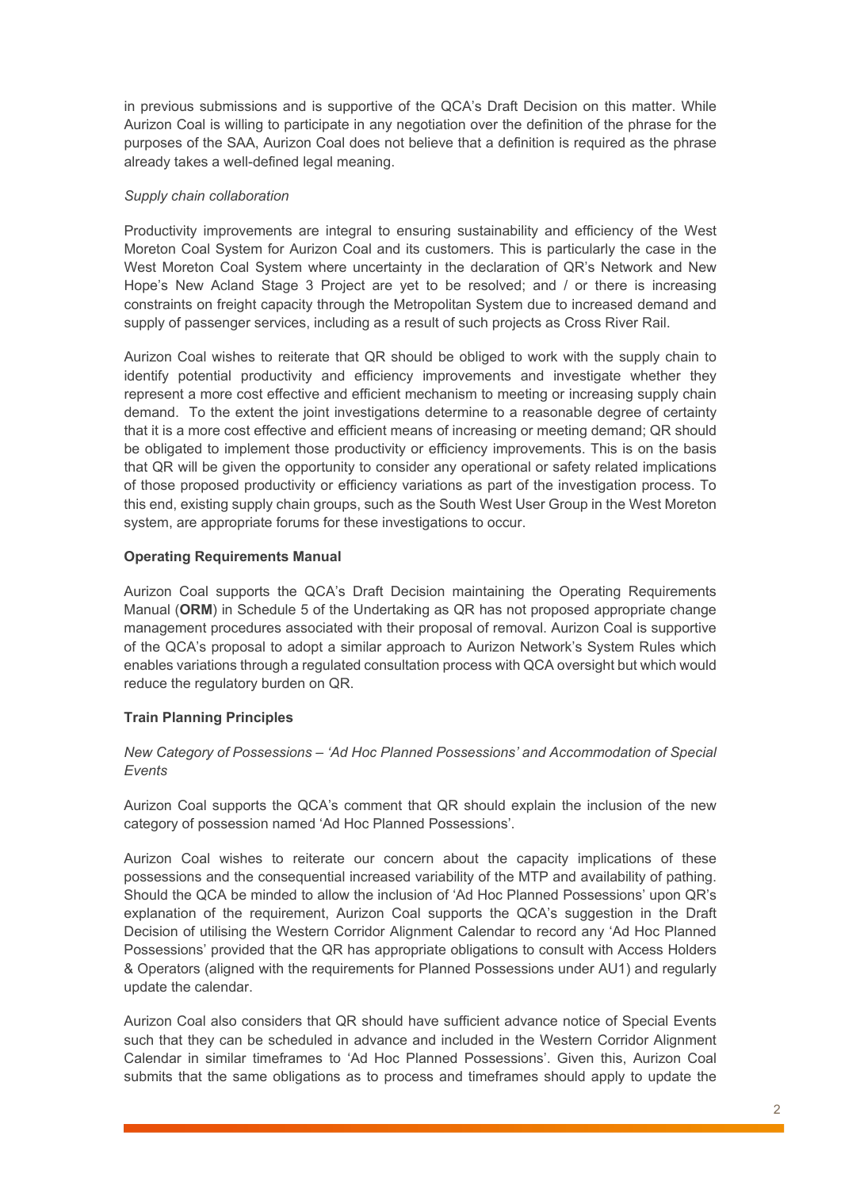in previous submissions and is supportive of the QCA's Draft Decision on this matter. While Aurizon Coal is willing to participate in any negotiation over the definition of the phrase for the purposes of the SAA, Aurizon Coal does not believe that a definition is required as the phrase already takes a well-defined legal meaning.

*Supply chain collaboration*

Productivity improvements are integral to ensuring sustainability and efficiency of the West Moreton Coal System for Aurizon Coal and its customers. This is particularly the case in the West Moreton Coal System where uncertainty in the declaration of QR's Network and New Hope's New Acland Stage 3 Project are yet to be resolved; and / or there is increasing constraints on freight capacity through the Metropolitan System due to increased demand and supply of passenger services, including as a result of such projects as Cross River Rail.

Aurizon Coal wishes to reiterate that QR should be obliged to work with the supply chain to identify potential productivity and efficiency improvements and investigate whether they represent a more cost effective and efficient mechanism to meeting or increasing supply chain demand. To the extent the joint investigations determine to a reasonable degree of certainty that it is a more cost effective and efficient means of increasing or meeting demand; QR should be obligated to implement those productivity or efficiency improvements. This is on the basis that QR will be given the opportunity to consider any operational or safety related implications of those proposed productivity or efficiency variations as part of the investigation process. To this end, existing supply chain groups, such as the South West User Group in the West Moreton system, are appropriate forums for these investigations to occur.

**Operating Requirements Manual**

Aurizon Coal supports the QCA's Draft Decision maintaining the Operating Requirements Manual (**ORM**) in Schedule 5 of the Undertaking as QR has not proposed appropriate change management procedures associated with their proposal of removal. Aurizon Coal is supportive of the QCA's proposal to adopt a similar approach to Aurizon Network's System Rules which enables variations through a regulated consultation process with QCA oversight but which would reduce the regulatory burden on QR.

**Train Planning Principles**

*New Category of Possessions – 'Ad Hoc Planned Possessions' and Accommodation of Special Events*

Aurizon Coal supports the QCA's comment that QR should explain the inclusion of the new category of possession named 'Ad Hoc Planned Possessions'.

Aurizon Coal wishes to reiterate our concern about the capacity implications of these possessions and the consequential increased variability of the MTP and availability of pathing. Should the QCA be minded to allow the inclusion of 'Ad Hoc Planned Possessions' upon QR's explanation of the requirement, Aurizon Coal supports the QCA's suggestion in the Draft Decision of utilising the Western Corridor Alignment Calendar to record any 'Ad Hoc Planned Possessions' provided that the QR has appropriate obligations to consult with Access Holders & Operators (aligned with the requirements for Planned Possessions under AU1) and regularly update the calendar.

Aurizon Coal also considers that QR should have sufficient advance notice of Special Events such that they can be scheduled in advance and included in the Western Corridor Alignment Calendar in similar timeframes to 'Ad Hoc Planned Possessions'. Given this, Aurizon Coal submits that the same obligations as to process and timeframes should apply to update the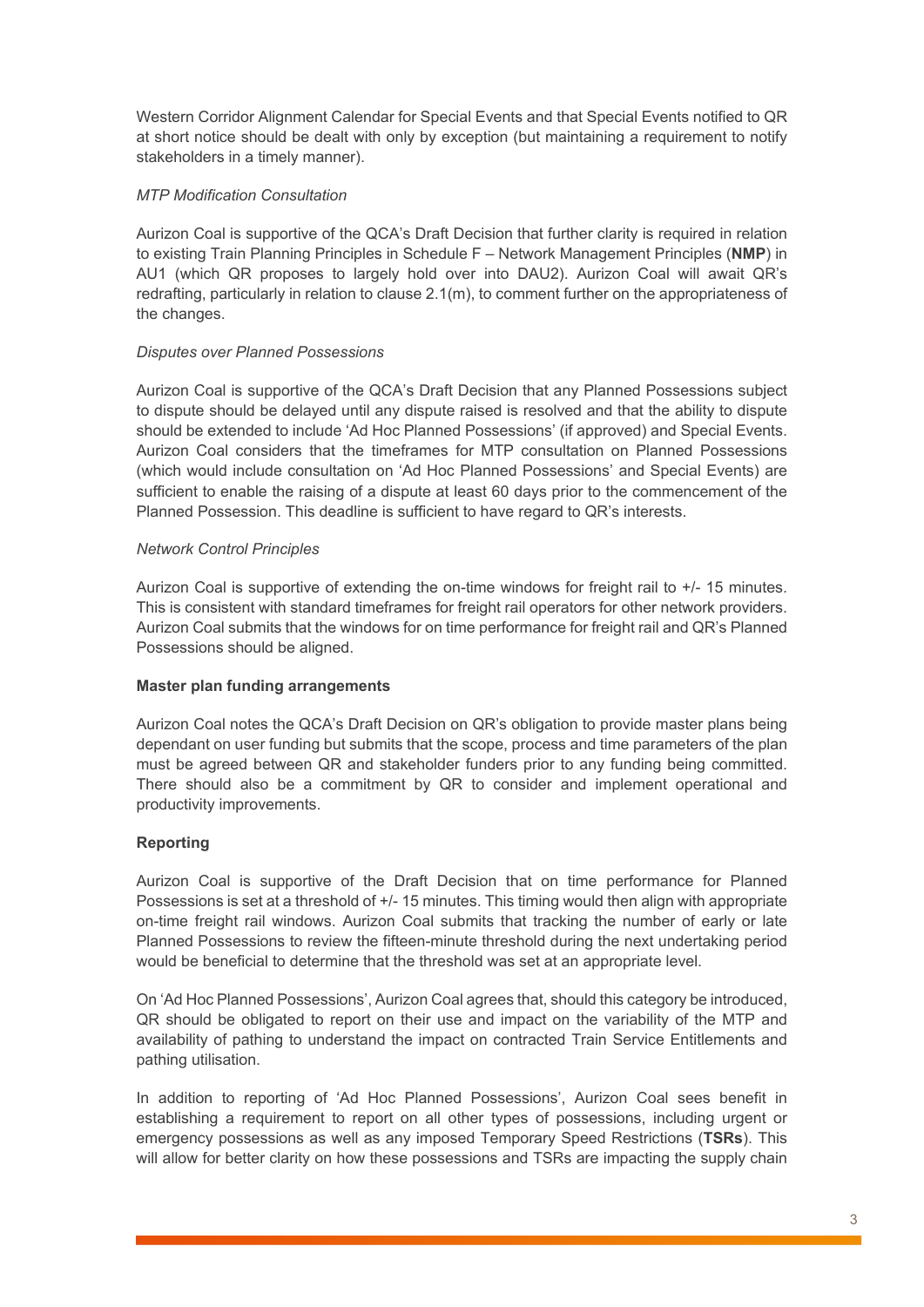Western Corridor Alignment Calendar for Special Events and that Special Events notified to QR at short notice should be dealt with only by exception (but maintaining a requirement to notify stakeholders in a timely manner).

*MTP Modification Consultation*

Aurizon Coal is supportive of the QCA's Draft Decision that further clarity is required in relation to existing Train Planning Principles in Schedule F – Network Management Principles (**NMP**) in AU1 (which QR proposes to largely hold over into DAU2). Aurizon Coal will await QR's redrafting, particularly in relation to clause 2.1(m), to comment further on the appropriateness of the changes.

*Disputes over Planned Possessions*

Aurizon Coal is supportive of the QCA's Draft Decision that any Planned Possessions subject to dispute should be delayed until any dispute raised is resolved and that the ability to dispute should be extended to include 'Ad Hoc Planned Possessions' (if approved) and Special Events. Aurizon Coal considers that the timeframes for MTP consultation on Planned Possessions (which would include consultation on 'Ad Hoc Planned Possessions' and Special Events) are sufficient to enable the raising of a dispute at least 60 days prior to the commencement of the Planned Possession. This deadline is sufficient to have regard to QR's interests.

*Network Control Principles*

Aurizon Coal is supportive of extending the on-time windows for freight rail to +/- 15 minutes. This is consistent with standard timeframes for freight rail operators for other network providers. Aurizon Coal submits that the windows for on time performance for freight rail and QR's Planned Possessions should be aligned.

**Master plan funding arrangements**

Aurizon Coal notes the QCA's Draft Decision on QR's obligation to provide master plans being dependant on user funding but submits that the scope, process and time parameters of the plan must be agreed between QR and stakeholder funders prior to any funding being committed. There should also be a commitment by QR to consider and implement operational and productivity improvements.

**Reporting**

Aurizon Coal is supportive of the Draft Decision that on time performance for Planned Possessions is set at a threshold of +/- 15 minutes. This timing would then align with appropriate on-time freight rail windows. Aurizon Coal submits that tracking the number of early or late Planned Possessions to review the fifteen-minute threshold during the next undertaking period would be beneficial to determine that the threshold was set at an appropriate level.

On 'Ad Hoc Planned Possessions', Aurizon Coal agrees that, should this category be introduced, QR should be obligated to report on their use and impact on the variability of the MTP and availability of pathing to understand the impact on contracted Train Service Entitlements and pathing utilisation.

In addition to reporting of 'Ad Hoc Planned Possessions', Aurizon Coal sees benefit in establishing a requirement to report on all other types of possessions, including urgent or emergency possessions as well as any imposed Temporary Speed Restrictions (**TSRs**). This will allow for better clarity on how these possessions and TSRs are impacting the supply chain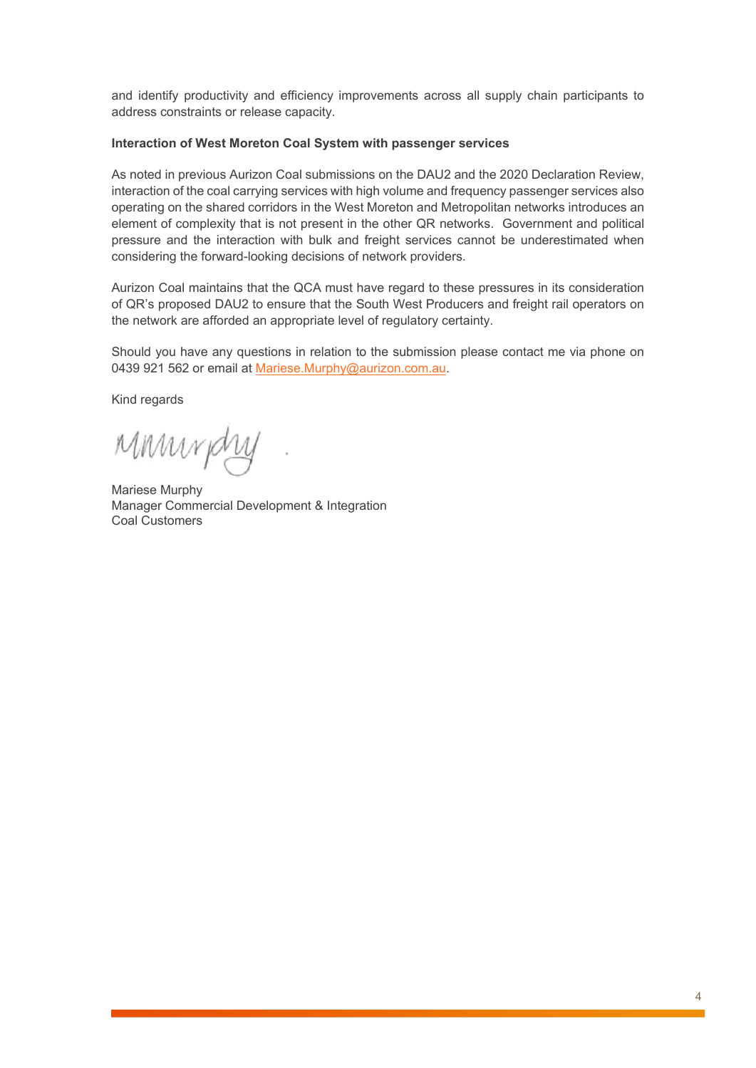and identify productivity and efficiency improvements across all supply chain participants to address constraints or release capacity.

**Interaction of West Moreton Coal System with passenger services**

As noted in previous Aurizon Coal submissions on the DAU2 and the 2020 Declaration Review, interaction of the coal carrying services with high volume and frequency passenger services also operating on the shared corridors in the West Moreton and Metropolitan networks introduces an element of complexity that is not present in the other QR networks. Government and political pressure and the interaction with bulk and freight services cannot be underestimated when considering the forward-looking decisions of network providers.

Aurizon Coal maintains that the QCA must have regard to these pressures in its consideration of QR's proposed DAU2 to ensure that the South West Producers and freight rail operators on the network are afforded an appropriate level of regulatory certainty.

Should you have any questions in relation to the submission please contact me via phone on 0439 921 562 or email at Mariese.Murphy@aurizon.com.au.

Kind regards

Mariese Murphy
Manager Commercial Development & Integration
Coal Customers